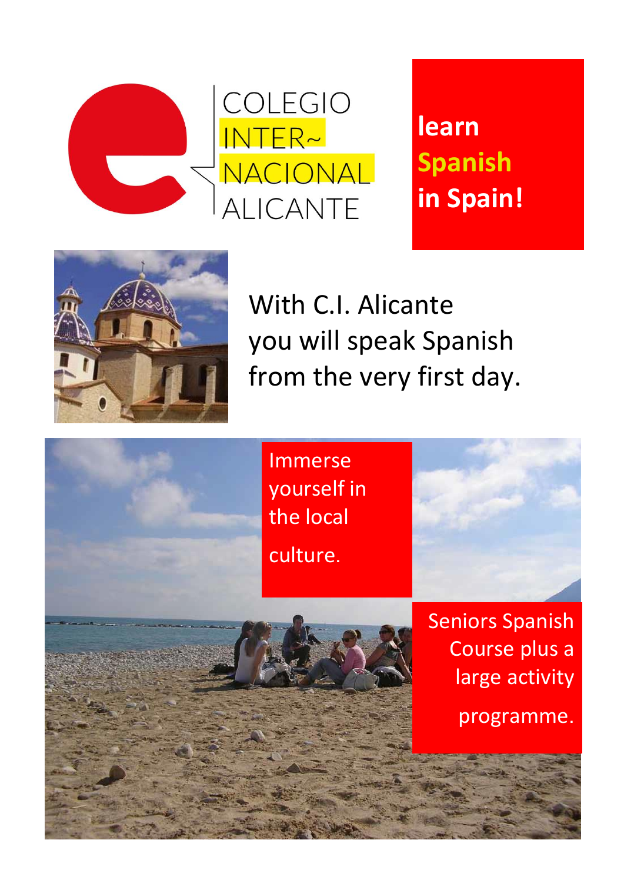COLEGIO INTER~NACIONAL ALICANTE

# learn Spanish in Spain!

With C.I. Alicante you will speak Spanish from the very first day.

Immerse yourself in the local culture.

Seniors Spanish Course plus a large activity programme.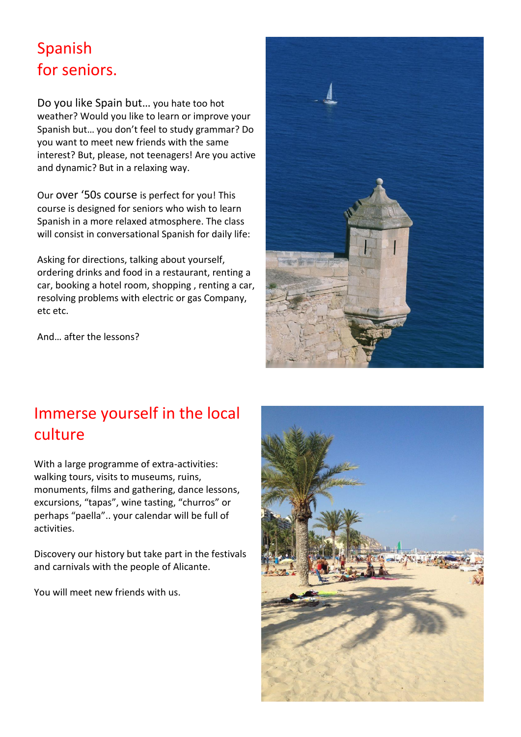# Spanish for seniors.

Do you like Spain but… you hate too hot weather? Would you like to learn or improve your Spanish but… you don't feel to study grammar? Do you want to meet new friends with the same interest? But, please, not teenagers! Are you active and dynamic? But in a relaxing way.

Our over '50s course is perfect for you! This course is designed for seniors who wish to learn Spanish in a more relaxed atmosphere. The class will consist in conversational Spanish for daily life:

Asking for directions, talking about yourself, ordering drinks and food in a restaurant, renting a car, booking a hotel room, shopping , renting a car, resolving problems with electric or gas Company, etc etc.

And… after the lessons?

# Immerse yourself in the local culture

With a large programme of extra-activities: walking tours, visits to museums, ruins, monuments, films and gathering, dance lessons, excursions, "tapas", wine tasting, "churros" or perhaps "paella".. your calendar will be full of activities.

Discovery our history but take part in the festivals and carnivals with the people of Alicante.

You will meet new friends with us.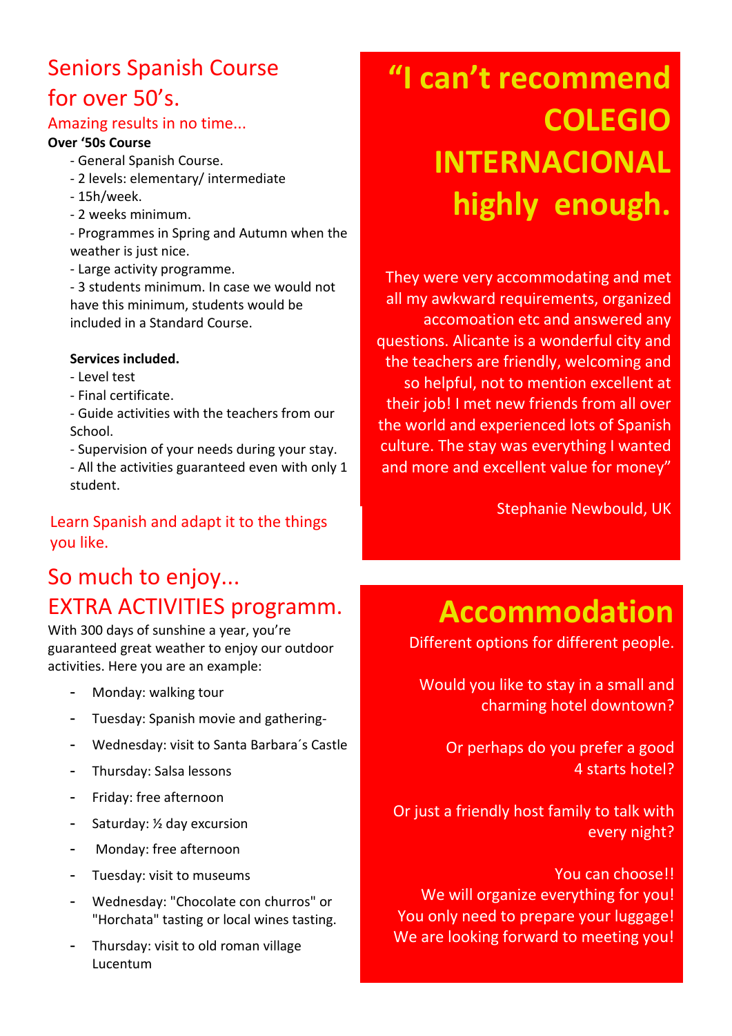## Seniors Spanish Course for over 50's.

Amazing results in no time...

**Over '50s Course**

- General Spanish Course.
- 2 levels: elementary/ intermediate
- 15h/week.
- 2 weeks minimum.
- Programmes in Spring and Autumn when the weather is just nice.
- Large activity programme.
- 3 students minimum. In case we would not have this minimum, students would be included in a Standard Course.

**Services included.**

- Level test
- Final certificate.
- Guide activities with the teachers from our School.
- Supervision of your needs during your stay.
- All the activities guaranteed even with only 1 student.

Learn Spanish and adapt it to the things you like.

## So much to enjoy... EXTRA ACTIVITIES programm.

With 300 days of sunshine a year, you're guaranteed great weather to enjoy our outdoor activities. Here you are an example:

- Monday: walking tour
- Tuesday: Spanish movie and gathering-
- Wednesday: visit to Santa Barbara´s Castle
- Thursday: Salsa lessons
- Friday: free afternoon
- Saturday: ½ day excursion
- Monday: free afternoon
- Tuesday: visit to museums
- Wednesday: "Chocolate con churros" or "Horchata" tasting or local wines tasting.
- Thursday: visit to old roman village Lucentum

## "I can't recommend COLEGIO INTERNACIONAL highly enough.

They were very accommodating and met all my awkward requirements, organized accomoation etc and answered any questions. Alicante is a wonderful city and the teachers are friendly, welcoming and so helpful, not to mention excellent at their job! I met new friends from all over the world and experienced lots of Spanish culture. The stay was everything I wanted and more and excellent value for money"

Stephanie Newbould, UK

## Accommodation

Different options for different people.

Would you like to stay in a small and charming hotel downtown?

Or perhaps do you prefer a good 4 starts hotel?

Or just a friendly host family to talk with every night?

You can choose!!
We will organize everything for you!
You only need to prepare your luggage!
We are looking forward to meeting you!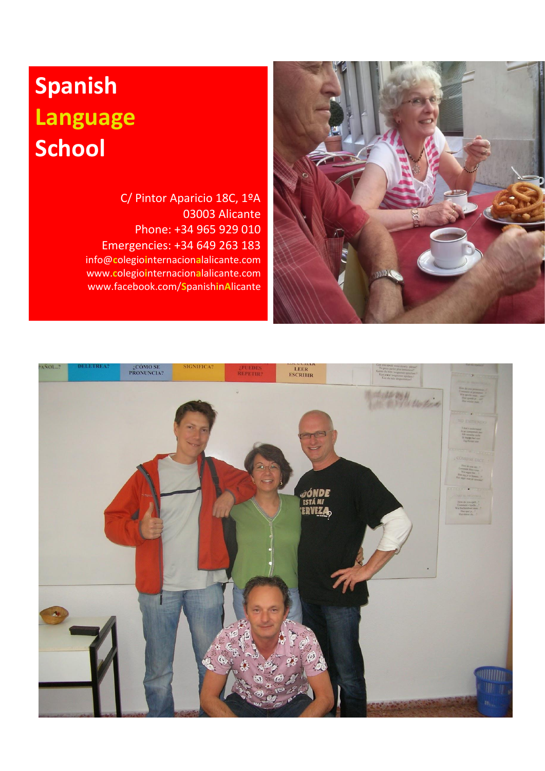# Spanish Language School

C/ Pintor Aparicio 18C, 1ºA
03003 Alicante
Phone: +34 965 929 010
Emergencies: +34 649 263 183
info@colegiointernacionalalicante.com
www.colegiointernacionalalicante.com
www.facebook.com/SpanishinAlicante